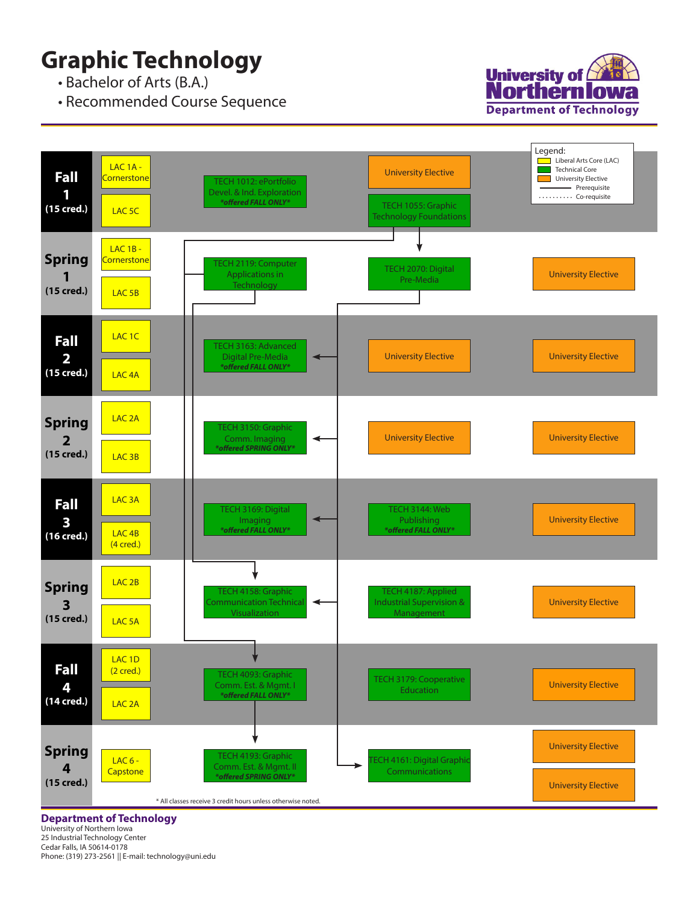# Graphic Technology

- Bachelor of Arts (B.A.)
- Recommended Course Sequence

University of Northern Iowa
Department of Technology

| Semester | LAC | LAC | Technical Core | Technical Core / Elective | University Elective |
|---|---|---|---|---|---|
| **Fall 1** (15 cred.) | LAC 1A - Cornerstone | LAC 5C | TECH 1012: ePortfolio Devel. & Ind. Exploration *\*offered FALL ONLY\** | University Elective; TECH 1055: Graphic Technology Foundations | |
| **Spring 1** (15 cred.) | LAC 1B - Cornerstone | LAC 5B | TECH 2119: Computer Applications in Technology | TECH 2070: Digital Pre-Media | University Elective |
| **Fall 2** (15 cred.) | LAC 1C | LAC 4A | TECH 3163: Advanced Digital Pre-Media *\*offered FALL ONLY\** | University Elective | University Elective |
| **Spring 2** (15 cred.) | LAC 2A | LAC 3B | TECH 3150: Graphic Comm. Imaging *\*offered SPRING ONLY\** | University Elective | University Elective |
| **Fall 3** (16 cred.) | LAC 3A | LAC 4B (4 cred.) | TECH 3169: Digital Imaging *\*offered FALL ONLY\** | TECH 3144: Web Publishing *\*offered FALL ONLY\** | University Elective |
| **Spring 3** (15 cred.) | LAC 2B | LAC 5A | TECH 4158: Graphic Communication Technical Visualization | TECH 4187: Applied Industrial Supervision & Management | University Elective |
| **Fall 4** (14 cred.) | LAC 1D (2 cred.) | LAC 2A | TECH 4093: Graphic Comm. Est. & Mgmt. I *\*offered FALL ONLY\** | TECH 3179: Cooperative Education | University Elective |
| **Spring 4** (15 cred.) | LAC 6 - Capstone | | TECH 4193: Graphic Comm. Est. & Mgmt. II *\*offered SPRING ONLY\** | TECH 4161: Digital Graphic Communications | University Elective; University Elective |

Legend:
- Liberal Arts Core (LAC) (yellow)
- Technical Core (green)
- University Elective (orange)
- ——— Prerequisite
- .......... Co-requisite

\* All classes receive 3 credit hours unless otherwise noted.

**Department of Technology**
University of Northern Iowa
25 Industrial Technology Center
Cedar Falls, IA 50614-0178
Phone: (319) 273-2561 || E-mail: technology@uni.edu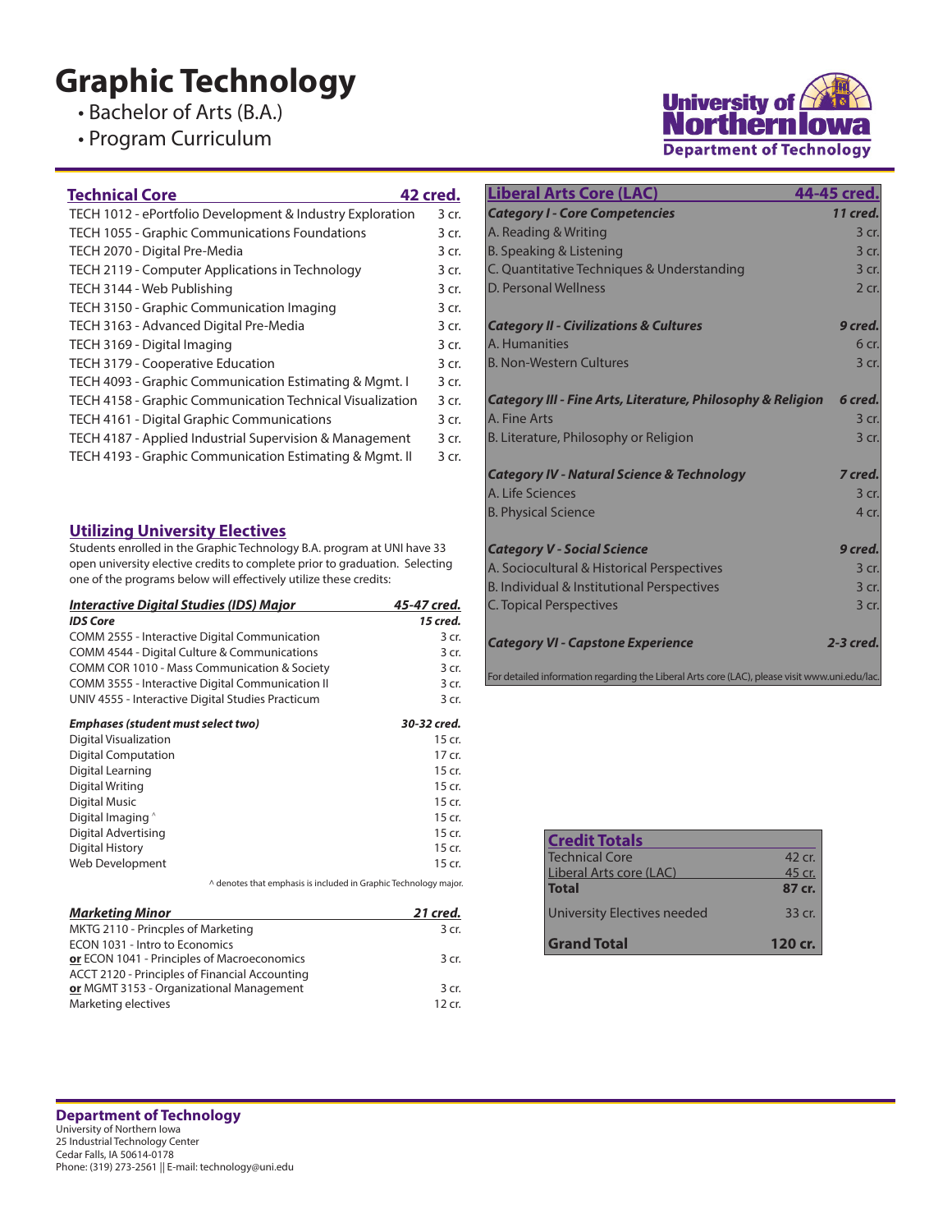# Graphic Technology

- Bachelor of Arts (B.A.)
- Program Curriculum

University of Northern Iowa
Department of Technology

| Technical Core | 42 cred. |
|---|---|
| TECH 1012 - ePortfolio Development & Industry Exploration | 3 cr. |
| TECH 1055 - Graphic Communications Foundations | 3 cr. |
| TECH 2070 - Digital Pre-Media | 3 cr. |
| TECH 2119 - Computer Applications in Technology | 3 cr. |
| TECH 3144 - Web Publishing | 3 cr. |
| TECH 3150 - Graphic Communication Imaging | 3 cr. |
| TECH 3163 - Advanced Digital Pre-Media | 3 cr. |
| TECH 3169 - Digital Imaging | 3 cr. |
| TECH 3179 - Cooperative Education | 3 cr. |
| TECH 4093 - Graphic Communication Estimating & Mgmt. I | 3 cr. |
| TECH 4158 - Graphic Communication Technical Visualization | 3 cr. |
| TECH 4161 - Digital Graphic Communications | 3 cr. |
| TECH 4187 - Applied Industrial Supervision & Management | 3 cr. |
| TECH 4193 - Graphic Communication Estimating & Mgmt. II | 3 cr. |

## Utilizing University Electives

Students enrolled in the Graphic Technology B.A. program at UNI have 33 open university elective credits to complete prior to graduation. Selecting one of the programs below will effectively utilize these credits:

| *Interactive Digital Studies (IDS) Major* | *45-47 cred.* |
|---|---|
| ***IDS Core*** | ***15 cred.*** |
| COMM 2555 - Interactive Digital Communication | 3 cr. |
| COMM 4544 - Digital Culture & Communications | 3 cr. |
| COMM COR 1010 - Mass Communication & Society | 3 cr. |
| COMM 3555 - Interactive Digital Communication II | 3 cr. |
| UNIV 4555 - Interactive Digital Studies Practicum | 3 cr. |
| ***Emphases (student must select two)*** | ***30-32 cred.*** |
| Digital Visualization | 15 cr. |
| Digital Computation | 17 cr. |
| Digital Learning | 15 cr. |
| Digital Writing | 15 cr. |
| Digital Music | 15 cr. |
| Digital Imaging ^ | 15 cr. |
| Digital Advertising | 15 cr. |
| Digital History | 15 cr. |
| Web Development | 15 cr. |

^ denotes that emphasis is included in Graphic Technology major.

| *Marketing Minor* | *21 cred.* |
|---|---|
| MKTG 2110 - Princples of Marketing | 3 cr. |
| ECON 1031 - Intro to Economics **or** ECON 1041 - Principles of Macroeconomics | 3 cr. |
| ACCT 2120 - Principles of Financial Accounting **or** MGMT 3153 - Organizational Management | 3 cr. |
| Marketing electives | 12 cr. |

| Liberal Arts Core (LAC) | 44-45 cred. |
|---|---|
| ***Category I - Core Competencies*** | ***11 cred.*** |
| A. Reading & Writing | 3 cr. |
| B. Speaking & Listening | 3 cr. |
| C. Quantitative Techniques & Understanding | 3 cr. |
| D. Personal Wellness | 2 cr. |
| ***Category II - Civilizations & Cultures*** | ***9 cred.*** |
| A. Humanities | 6 cr. |
| B. Non-Western Cultures | 3 cr. |
| ***Category III - Fine Arts, Literature, Philosophy & Religion*** | ***6 cred.*** |
| A. Fine Arts | 3 cr. |
| B. Literature, Philosophy or Religion | 3 cr. |
| ***Category IV - Natural Science & Technology*** | ***7 cred.*** |
| A. Life Sciences | 3 cr. |
| B. Physical Science | 4 cr. |
| ***Category V - Social Science*** | ***9 cred.*** |
| A. Sociocultural & Historical Perspectives | 3 cr. |
| B. Individual & Institutional Perspectives | 3 cr. |
| C. Topical Perspectives | 3 cr. |
| ***Category VI - Capstone Experience*** | ***2-3 cred.*** |

For detailed information regarding the Liberal Arts core (LAC), please visit www.uni.edu/lac.

| Credit Totals | |
|---|---|
| Technical Core | 42 cr. |
| Liberal Arts core (LAC) | 45 cr. |
| **Total** | **87 cr.** |
| University Electives needed | 33 cr. |
| **Grand Total** | **120 cr.** |

**Department of Technology**
University of Northern Iowa
25 Industrial Technology Center
Cedar Falls, IA 50614-0178
Phone: (319) 273-2561 || E-mail: technology@uni.edu